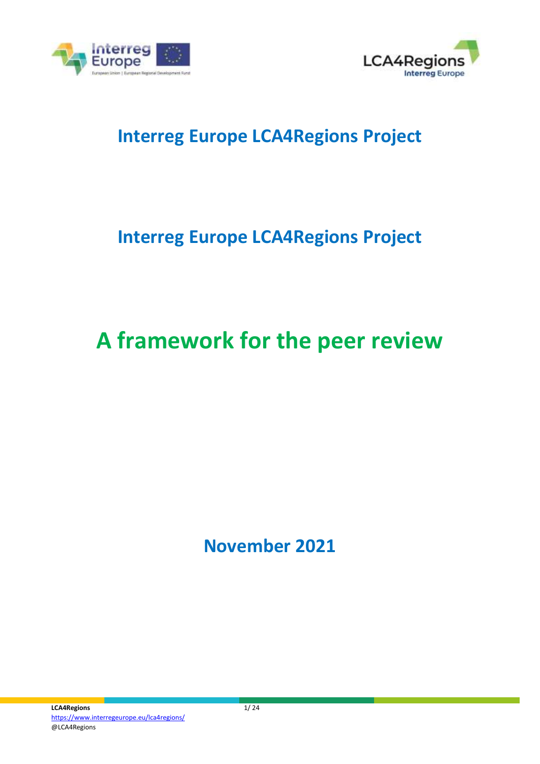# Interreg Europe LCA4Regions Project

# Interreg Europe LCA4Regions Project

# A framework for the peer review

**November 2021**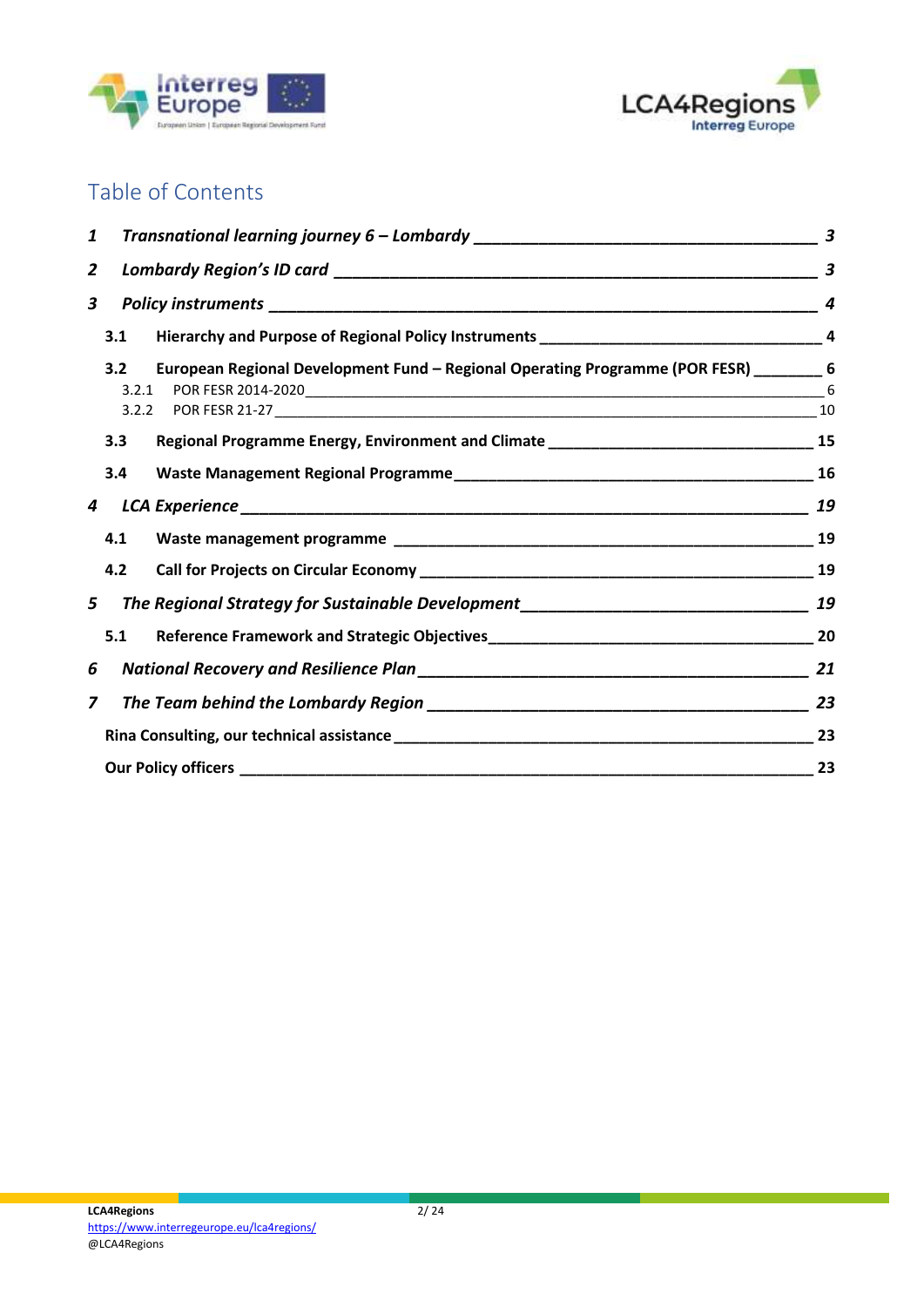# Table of Contents

| | | |
|---|---|---|
| **1** | ***Transnational learning journey 6 – Lombardy*** | ***3*** |
| **2** | ***Lombardy Region's ID card*** | ***3*** |
| **3** | ***Policy instruments*** | ***4*** |
| **3.1** | **Hierarchy and Purpose of Regional Policy Instruments** | **4** |
| **3.2** | **European Regional Development Fund – Regional Operating Programme (POR FESR)** | **6** |
| 3.2.1 | POR FESR 2014-2020 | 6 |
| 3.2.2 | POR FESR 21-27 | 10 |
| **3.3** | **Regional Programme Energy, Environment and Climate** | **15** |
| **3.4** | **Waste Management Regional Programme** | **16** |
| **4** | ***LCA Experience*** | ***19*** |
| **4.1** | **Waste management programme** | **19** |
| **4.2** | **Call for Projects on Circular Economy** | **19** |
| **5** | ***The Regional Strategy for Sustainable Development*** | ***19*** |
| **5.1** | **Reference Framework and Strategic Objectives** | **20** |
| **6** | ***National Recovery and Resilience Plan*** | ***21*** |
| **7** | ***The Team behind the Lombardy Region*** | ***23*** |
| | **Rina Consulting, our technical assistance** | **23** |
| | **Our Policy officers** | **23** |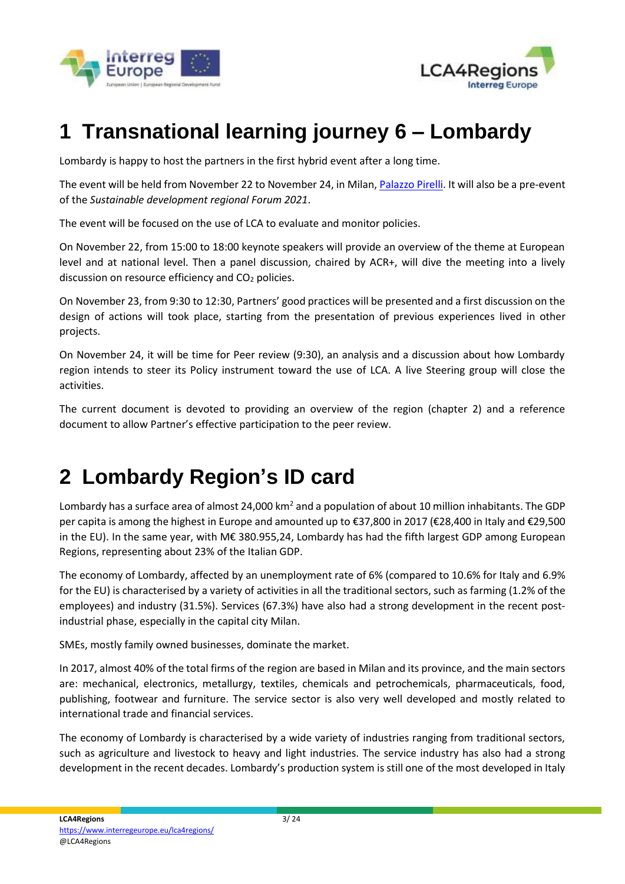# 1 Transnational learning journey 6 – Lombardy

Lombardy is happy to host the partners in the first hybrid event after a long time.

The event will be held from November 22 to November 24, in Milan, Palazzo Pirelli. It will also be a pre-event of the *Sustainable development regional Forum 2021*.

The event will be focused on the use of LCA to evaluate and monitor policies.

On November 22, from 15:00 to 18:00 keynote speakers will provide an overview of the theme at European level and at national level. Then a panel discussion, chaired by ACR+, will dive the meeting into a lively discussion on resource efficiency and $CO_2$ policies.

On November 23, from 9:30 to 12:30, Partners' good practices will be presented and a first discussion on the design of actions will took place, starting from the presentation of previous experiences lived in other projects.

On November 24, it will be time for Peer review (9:30), an analysis and a discussion about how Lombardy region intends to steer its Policy instrument toward the use of LCA. A live Steering group will close the activities.

The current document is devoted to providing an overview of the region (chapter 2) and a reference document to allow Partner's effective participation to the peer review.

# 2 Lombardy Region's ID card

Lombardy has a surface area of almost 24,000 $km^2$ and a population of about 10 million inhabitants. The GDP per capita is among the highest in Europe and amounted up to €37,800 in 2017 (€28,400 in Italy and €29,500 in the EU). In the same year, with M€ 380.955,24, Lombardy has had the fifth largest GDP among European Regions, representing about 23% of the Italian GDP.

The economy of Lombardy, affected by an unemployment rate of 6% (compared to 10.6% for Italy and 6.9% for the EU) is characterised by a variety of activities in all the traditional sectors, such as farming (1.2% of the employees) and industry (31.5%). Services (67.3%) have also had a strong development in the recent post-industrial phase, especially in the capital city Milan.

SMEs, mostly family owned businesses, dominate the market.

In 2017, almost 40% of the total firms of the region are based in Milan and its province, and the main sectors are: mechanical, electronics, metallurgy, textiles, chemicals and petrochemicals, pharmaceuticals, food, publishing, footwear and furniture. The service sector is also very well developed and mostly related to international trade and financial services.

The economy of Lombardy is characterised by a wide variety of industries ranging from traditional sectors, such as agriculture and livestock to heavy and light industries. The service industry has also had a strong development in the recent decades. Lombardy's production system is still one of the most developed in Italy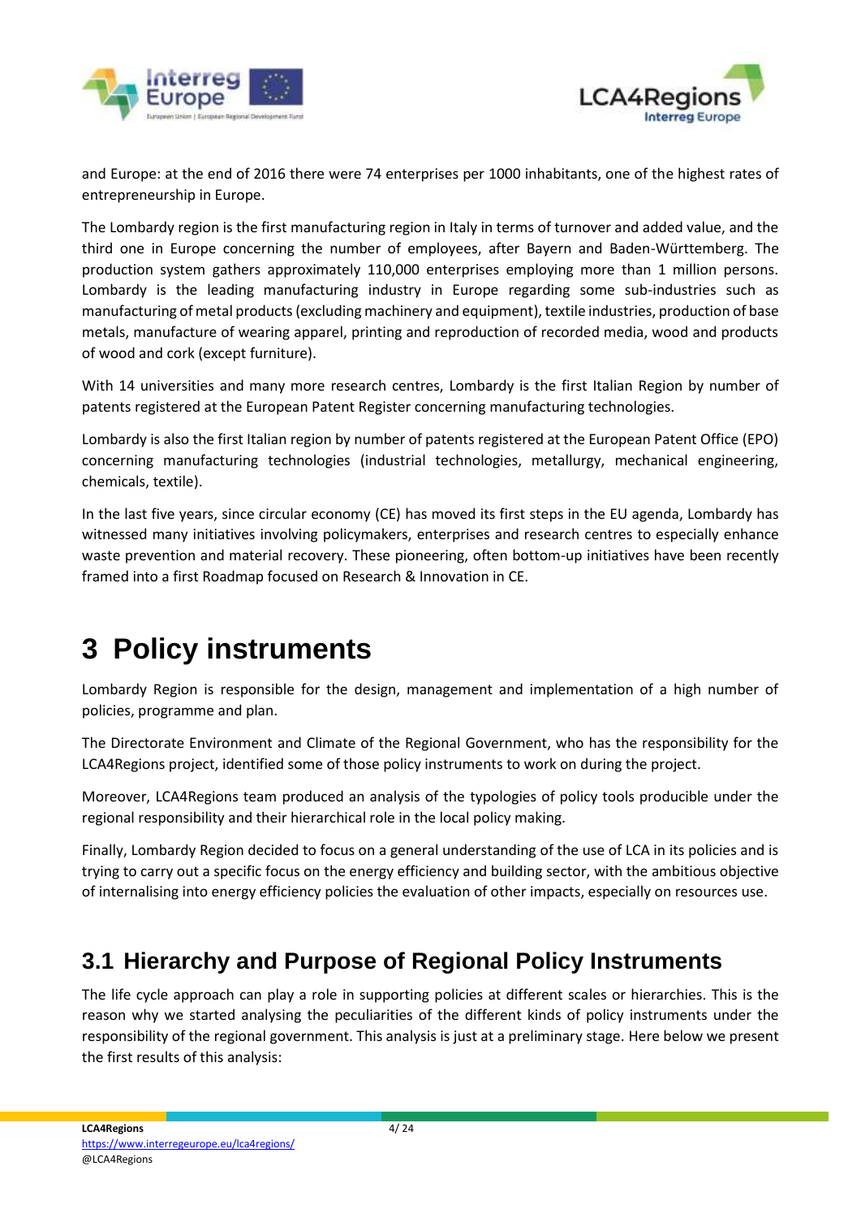and Europe: at the end of 2016 there were 74 enterprises per 1000 inhabitants, one of the highest rates of entrepreneurship in Europe.

The Lombardy region is the first manufacturing region in Italy in terms of turnover and added value, and the third one in Europe concerning the number of employees, after Bayern and Baden-Württemberg. The production system gathers approximately 110,000 enterprises employing more than 1 million persons. Lombardy is the leading manufacturing industry in Europe regarding some sub-industries such as manufacturing of metal products (excluding machinery and equipment), textile industries, production of base metals, manufacture of wearing apparel, printing and reproduction of recorded media, wood and products of wood and cork (except furniture).

With 14 universities and many more research centres, Lombardy is the first Italian Region by number of patents registered at the European Patent Register concerning manufacturing technologies.

Lombardy is also the first Italian region by number of patents registered at the European Patent Office (EPO) concerning manufacturing technologies (industrial technologies, metallurgy, mechanical engineering, chemicals, textile).

In the last five years, since circular economy (CE) has moved its first steps in the EU agenda, Lombardy has witnessed many initiatives involving policymakers, enterprises and research centres to especially enhance waste prevention and material recovery. These pioneering, often bottom-up initiatives have been recently framed into a first Roadmap focused on Research & Innovation in CE.

# 3 Policy instruments

Lombardy Region is responsible for the design, management and implementation of a high number of policies, programme and plan.

The Directorate Environment and Climate of the Regional Government, who has the responsibility for the LCA4Regions project, identified some of those policy instruments to work on during the project.

Moreover, LCA4Regions team produced an analysis of the typologies of policy tools producible under the regional responsibility and their hierarchical role in the local policy making.

Finally, Lombardy Region decided to focus on a general understanding of the use of LCA in its policies and is trying to carry out a specific focus on the energy efficiency and building sector, with the ambitious objective of internalising into energy efficiency policies the evaluation of other impacts, especially on resources use.

## 3.1 Hierarchy and Purpose of Regional Policy Instruments

The life cycle approach can play a role in supporting policies at different scales or hierarchies. This is the reason why we started analysing the peculiarities of the different kinds of policy instruments under the responsibility of the regional government. This analysis is just at a preliminary stage. Here below we present the first results of this analysis: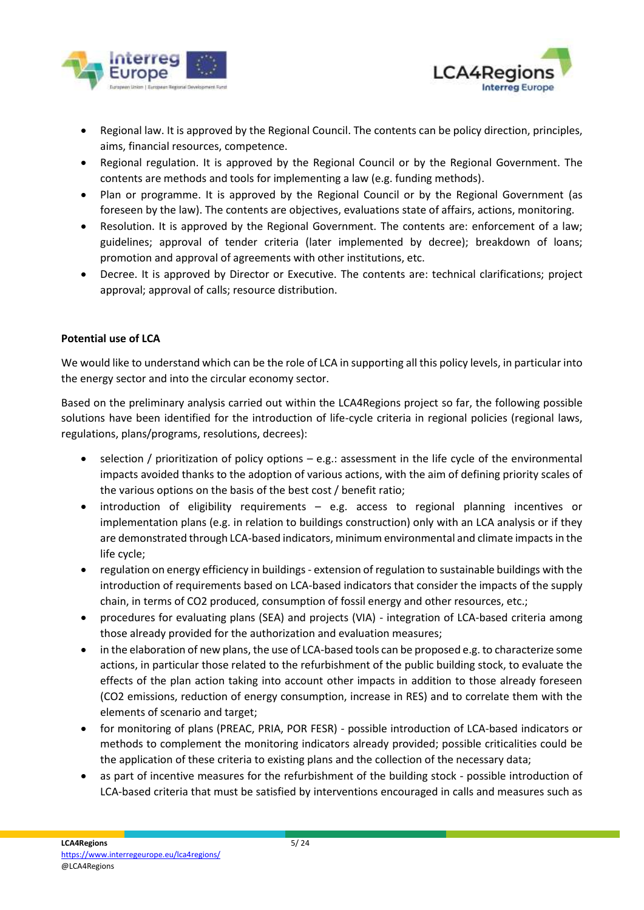- Regional law. It is approved by the Regional Council. The contents can be policy direction, principles, aims, financial resources, competence.
- Regional regulation. It is approved by the Regional Council or by the Regional Government. The contents are methods and tools for implementing a law (e.g. funding methods).
- Plan or programme. It is approved by the Regional Council or by the Regional Government (as foreseen by the law). The contents are objectives, evaluations state of affairs, actions, monitoring.
- Resolution. It is approved by the Regional Government. The contents are: enforcement of a law; guidelines; approval of tender criteria (later implemented by decree); breakdown of loans; promotion and approval of agreements with other institutions, etc.
- Decree. It is approved by Director or Executive. The contents are: technical clarifications; project approval; approval of calls; resource distribution.

**Potential use of LCA**

We would like to understand which can be the role of LCA in supporting all this policy levels, in particular into the energy sector and into the circular economy sector.

Based on the preliminary analysis carried out within the LCA4Regions project so far, the following possible solutions have been identified for the introduction of life-cycle criteria in regional policies (regional laws, regulations, plans/programs, resolutions, decrees):

- selection / prioritization of policy options – e.g.: assessment in the life cycle of the environmental impacts avoided thanks to the adoption of various actions, with the aim of defining priority scales of the various options on the basis of the best cost / benefit ratio;
- introduction of eligibility requirements – e.g. access to regional planning incentives or implementation plans (e.g. in relation to buildings construction) only with an LCA analysis or if they are demonstrated through LCA-based indicators, minimum environmental and climate impacts in the life cycle;
- regulation on energy efficiency in buildings - extension of regulation to sustainable buildings with the introduction of requirements based on LCA-based indicators that consider the impacts of the supply chain, in terms of CO2 produced, consumption of fossil energy and other resources, etc.;
- procedures for evaluating plans (SEA) and projects (VIA) - integration of LCA-based criteria among those already provided for the authorization and evaluation measures;
- in the elaboration of new plans, the use of LCA-based tools can be proposed e.g. to characterize some actions, in particular those related to the refurbishment of the public building stock, to evaluate the effects of the plan action taking into account other impacts in addition to those already foreseen (CO2 emissions, reduction of energy consumption, increase in RES) and to correlate them with the elements of scenario and target;
- for monitoring of plans (PREAC, PRIA, POR FESR) - possible introduction of LCA-based indicators or methods to complement the monitoring indicators already provided; possible criticalities could be the application of these criteria to existing plans and the collection of the necessary data;
- as part of incentive measures for the refurbishment of the building stock - possible introduction of LCA-based criteria that must be satisfied by interventions encouraged in calls and measures such as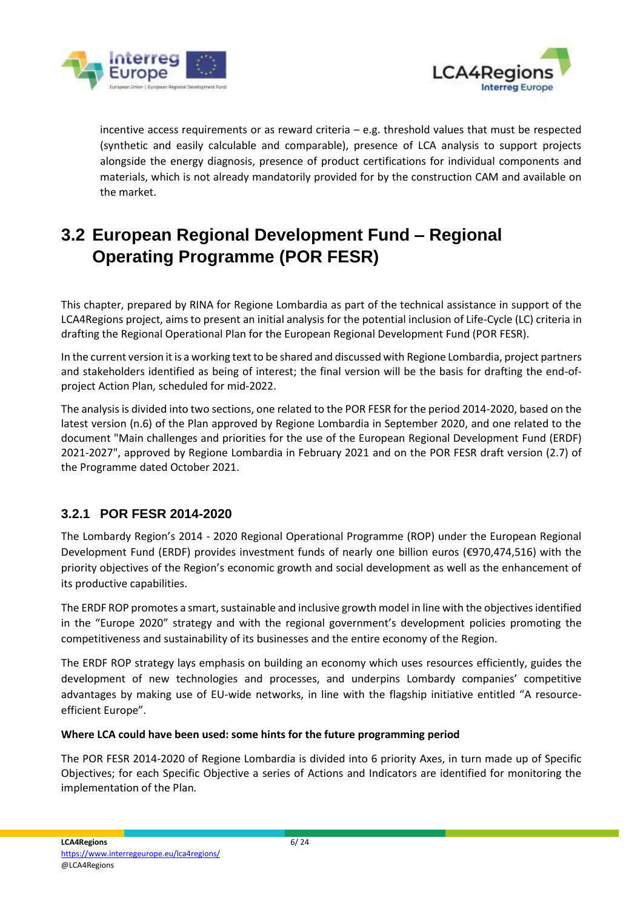incentive access requirements or as reward criteria – e.g. threshold values that must be respected (synthetic and easily calculable and comparable), presence of LCA analysis to support projects alongside the energy diagnosis, presence of product certifications for individual components and materials, which is not already mandatorily provided for by the construction CAM and available on the market.

## 3.2 European Regional Development Fund – Regional Operating Programme (POR FESR)

This chapter, prepared by RINA for Regione Lombardia as part of the technical assistance in support of the LCA4Regions project, aims to present an initial analysis for the potential inclusion of Life-Cycle (LC) criteria in drafting the Regional Operational Plan for the European Regional Development Fund (POR FESR).

In the current version it is a working text to be shared and discussed with Regione Lombardia, project partners and stakeholders identified as being of interest; the final version will be the basis for drafting the end-of-project Action Plan, scheduled for mid-2022.

The analysis is divided into two sections, one related to the POR FESR for the period 2014-2020, based on the latest version (n.6) of the Plan approved by Regione Lombardia in September 2020, and one related to the document "Main challenges and priorities for the use of the European Regional Development Fund (ERDF) 2021-2027", approved by Regione Lombardia in February 2021 and on the POR FESR draft version (2.7) of the Programme dated October 2021.

### 3.2.1 POR FESR 2014-2020

The Lombardy Region's 2014 - 2020 Regional Operational Programme (ROP) under the European Regional Development Fund (ERDF) provides investment funds of nearly one billion euros (€970,474,516) with the priority objectives of the Region's economic growth and social development as well as the enhancement of its productive capabilities.

The ERDF ROP promotes a smart, sustainable and inclusive growth model in line with the objectives identified in the "Europe 2020" strategy and with the regional government's development policies promoting the competitiveness and sustainability of its businesses and the entire economy of the Region.

The ERDF ROP strategy lays emphasis on building an economy which uses resources efficiently, guides the development of new technologies and processes, and underpins Lombardy companies' competitive advantages by making use of EU-wide networks, in line with the flagship initiative entitled "A resource-efficient Europe".

**Where LCA could have been used: some hints for the future programming period**

The POR FESR 2014-2020 of Regione Lombardia is divided into 6 priority Axes, in turn made up of Specific Objectives; for each Specific Objective a series of Actions and Indicators are identified for monitoring the implementation of the Plan.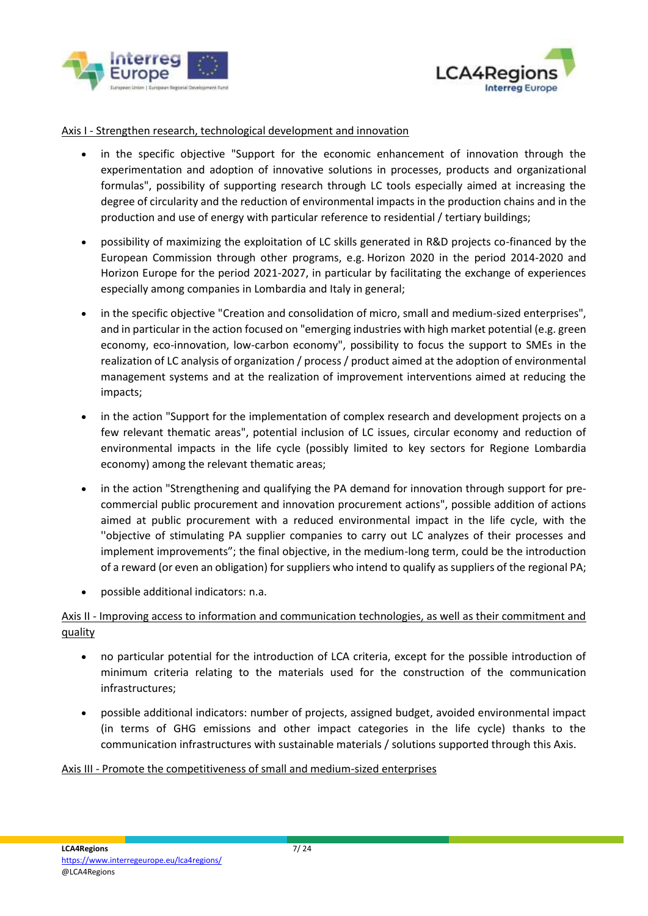Axis I - Strengthen research, technological development and innovation

- in the specific objective "Support for the economic enhancement of innovation through the experimentation and adoption of innovative solutions in processes, products and organizational formulas", possibility of supporting research through LC tools especially aimed at increasing the degree of circularity and the reduction of environmental impacts in the production chains and in the production and use of energy with particular reference to residential / tertiary buildings;

- possibility of maximizing the exploitation of LC skills generated in R&D projects co-financed by the European Commission through other programs, e.g. Horizon 2020 in the period 2014-2020 and Horizon Europe for the period 2021-2027, in particular by facilitating the exchange of experiences especially among companies in Lombardia and Italy in general;

- in the specific objective "Creation and consolidation of micro, small and medium-sized enterprises", and in particular in the action focused on "emerging industries with high market potential (e.g. green economy, eco-innovation, low-carbon economy", possibility to focus the support to SMEs in the realization of LC analysis of organization / process / product aimed at the adoption of environmental management systems and at the realization of improvement interventions aimed at reducing the impacts;

- in the action "Support for the implementation of complex research and development projects on a few relevant thematic areas", potential inclusion of LC issues, circular economy and reduction of environmental impacts in the life cycle (possibly limited to key sectors for Regione Lombardia economy) among the relevant thematic areas;

- in the action "Strengthening and qualifying the PA demand for innovation through support for pre-commercial public procurement and innovation procurement actions", possible addition of actions aimed at public procurement with a reduced environmental impact in the life cycle, with the ''objective of stimulating PA supplier companies to carry out LC analyzes of their processes and implement improvements"; the final objective, in the medium-long term, could be the introduction of a reward (or even an obligation) for suppliers who intend to qualify as suppliers of the regional PA;

- possible additional indicators: n.a.

Axis II - Improving access to information and communication technologies, as well as their commitment and quality

- no particular potential for the introduction of LCA criteria, except for the possible introduction of minimum criteria relating to the materials used for the construction of the communication infrastructures;

- possible additional indicators: number of projects, assigned budget, avoided environmental impact (in terms of GHG emissions and other impact categories in the life cycle) thanks to the communication infrastructures with sustainable materials / solutions supported through this Axis.

Axis III - Promote the competitiveness of small and medium-sized enterprises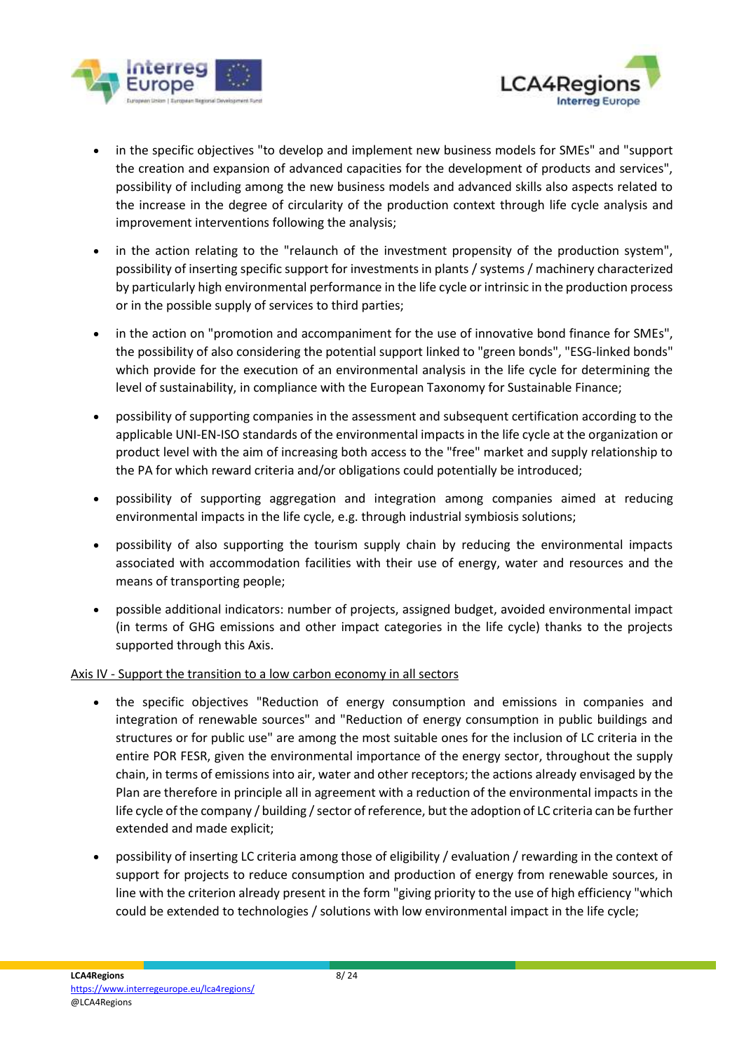- in the specific objectives "to develop and implement new business models for SMEs" and "support the creation and expansion of advanced capacities for the development of products and services", possibility of including among the new business models and advanced skills also aspects related to the increase in the degree of circularity of the production context through life cycle analysis and improvement interventions following the analysis;
- in the action relating to the "relaunch of the investment propensity of the production system", possibility of inserting specific support for investments in plants / systems / machinery characterized by particularly high environmental performance in the life cycle or intrinsic in the production process or in the possible supply of services to third parties;
- in the action on "promotion and accompaniment for the use of innovative bond finance for SMEs", the possibility of also considering the potential support linked to "green bonds", "ESG-linked bonds" which provide for the execution of an environmental analysis in the life cycle for determining the level of sustainability, in compliance with the European Taxonomy for Sustainable Finance;
- possibility of supporting companies in the assessment and subsequent certification according to the applicable UNI-EN-ISO standards of the environmental impacts in the life cycle at the organization or product level with the aim of increasing both access to the "free" market and supply relationship to the PA for which reward criteria and/or obligations could potentially be introduced;
- possibility of supporting aggregation and integration among companies aimed at reducing environmental impacts in the life cycle, e.g. through industrial symbiosis solutions;
- possibility of also supporting the tourism supply chain by reducing the environmental impacts associated with accommodation facilities with their use of energy, water and resources and the means of transporting people;
- possible additional indicators: number of projects, assigned budget, avoided environmental impact (in terms of GHG emissions and other impact categories in the life cycle) thanks to the projects supported through this Axis.

<u>Axis IV - Support the transition to a low carbon economy in all sectors</u>

- the specific objectives "Reduction of energy consumption and emissions in companies and integration of renewable sources" and "Reduction of energy consumption in public buildings and structures or for public use" are among the most suitable ones for the inclusion of LC criteria in the entire POR FESR, given the environmental importance of the energy sector, throughout the supply chain, in terms of emissions into air, water and other receptors; the actions already envisaged by the Plan are therefore in principle all in agreement with a reduction of the environmental impacts in the life cycle of the company / building / sector of reference, but the adoption of LC criteria can be further extended and made explicit;
- possibility of inserting LC criteria among those of eligibility / evaluation / rewarding in the context of support for projects to reduce consumption and production of energy from renewable sources, in line with the criterion already present in the form "giving priority to the use of high efficiency "which could be extended to technologies / solutions with low environmental impact in the life cycle;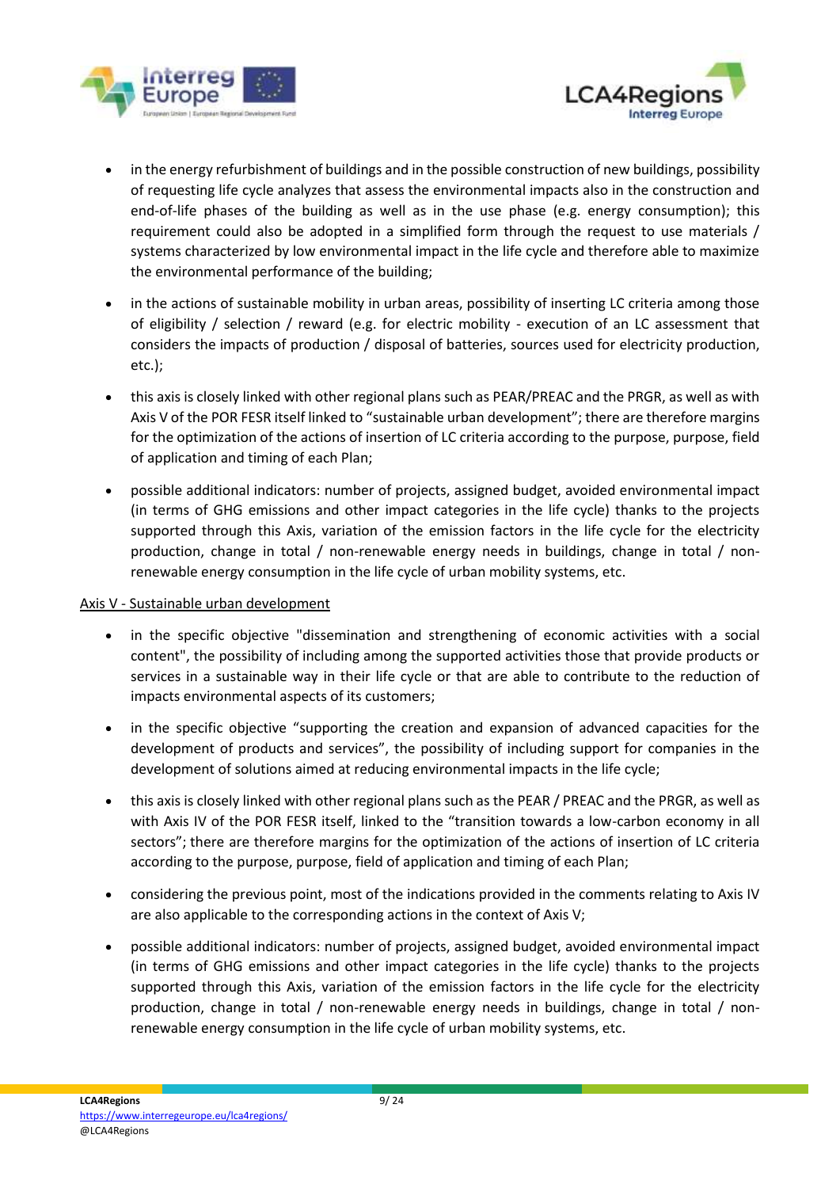- in the energy refurbishment of buildings and in the possible construction of new buildings, possibility of requesting life cycle analyzes that assess the environmental impacts also in the construction and end-of-life phases of the building as well as in the use phase (e.g. energy consumption); this requirement could also be adopted in a simplified form through the request to use materials / systems characterized by low environmental impact in the life cycle and therefore able to maximize the environmental performance of the building;
- in the actions of sustainable mobility in urban areas, possibility of inserting LC criteria among those of eligibility / selection / reward (e.g. for electric mobility - execution of an LC assessment that considers the impacts of production / disposal of batteries, sources used for electricity production, etc.);
- this axis is closely linked with other regional plans such as PEAR/PREAC and the PRGR, as well as with Axis V of the POR FESR itself linked to "sustainable urban development"; there are therefore margins for the optimization of the actions of insertion of LC criteria according to the purpose, purpose, field of application and timing of each Plan;
- possible additional indicators: number of projects, assigned budget, avoided environmental impact (in terms of GHG emissions and other impact categories in the life cycle) thanks to the projects supported through this Axis, variation of the emission factors in the life cycle for the electricity production, change in total / non-renewable energy needs in buildings, change in total / non-renewable energy consumption in the life cycle of urban mobility systems, etc.

<u>Axis V - Sustainable urban development</u>

- in the specific objective "dissemination and strengthening of economic activities with a social content", the possibility of including among the supported activities those that provide products or services in a sustainable way in their life cycle or that are able to contribute to the reduction of impacts environmental aspects of its customers;
- in the specific objective "supporting the creation and expansion of advanced capacities for the development of products and services", the possibility of including support for companies in the development of solutions aimed at reducing environmental impacts in the life cycle;
- this axis is closely linked with other regional plans such as the PEAR / PREAC and the PRGR, as well as with Axis IV of the POR FESR itself, linked to the "transition towards a low-carbon economy in all sectors"; there are therefore margins for the optimization of the actions of insertion of LC criteria according to the purpose, purpose, field of application and timing of each Plan;
- considering the previous point, most of the indications provided in the comments relating to Axis IV are also applicable to the corresponding actions in the context of Axis V;
- possible additional indicators: number of projects, assigned budget, avoided environmental impact (in terms of GHG emissions and other impact categories in the life cycle) thanks to the projects supported through this Axis, variation of the emission factors in the life cycle for the electricity production, change in total / non-renewable energy needs in buildings, change in total / non-renewable energy consumption in the life cycle of urban mobility systems, etc.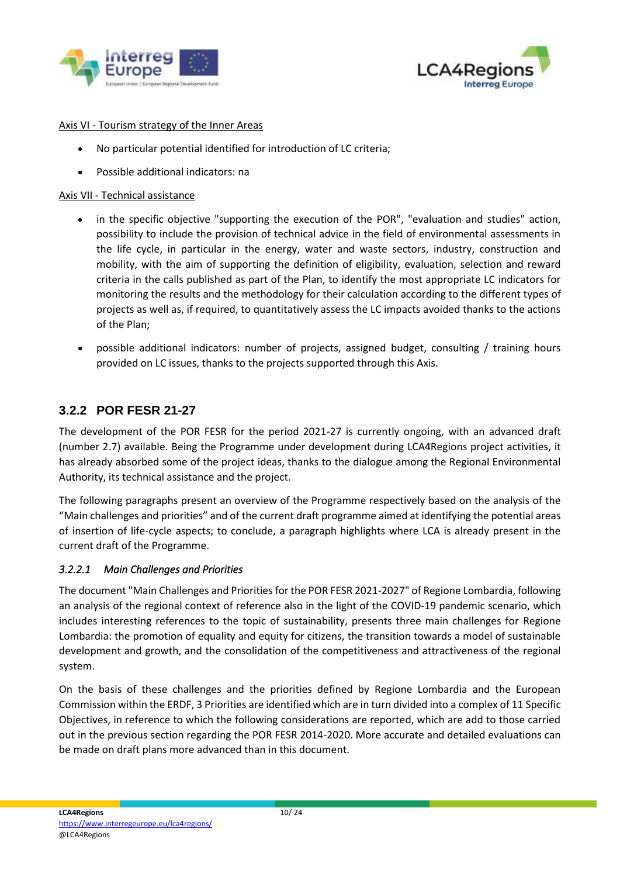Axis VI - Tourism strategy of the Inner Areas

- No particular potential identified for introduction of LC criteria;
- Possible additional indicators: na

Axis VII - Technical assistance

- in the specific objective "supporting the execution of the POR", "evaluation and studies" action, possibility to include the provision of technical advice in the field of environmental assessments in the life cycle, in particular in the energy, water and waste sectors, industry, construction and mobility, with the aim of supporting the definition of eligibility, evaluation, selection and reward criteria in the calls published as part of the Plan, to identify the most appropriate LC indicators for monitoring the results and the methodology for their calculation according to the different types of projects as well as, if required, to quantitatively assess the LC impacts avoided thanks to the actions of the Plan;
- possible additional indicators: number of projects, assigned budget, consulting / training hours provided on LC issues, thanks to the projects supported through this Axis.

### 3.2.2 POR FESR 21-27

The development of the POR FESR for the period 2021-27 is currently ongoing, with an advanced draft (number 2.7) available. Being the Programme under development during LCA4Regions project activities, it has already absorbed some of the project ideas, thanks to the dialogue among the Regional Environmental Authority, its technical assistance and the project.

The following paragraphs present an overview of the Programme respectively based on the analysis of the "Main challenges and priorities" and of the current draft programme aimed at identifying the potential areas of insertion of life-cycle aspects; to conclude, a paragraph highlights where LCA is already present in the current draft of the Programme.

#### *3.2.2.1 Main Challenges and Priorities*

The document "Main Challenges and Priorities for the POR FESR 2021-2027" of Regione Lombardia, following an analysis of the regional context of reference also in the light of the COVID-19 pandemic scenario, which includes interesting references to the topic of sustainability, presents three main challenges for Regione Lombardia: the promotion of equality and equity for citizens, the transition towards a model of sustainable development and growth, and the consolidation of the competitiveness and attractiveness of the regional system.

On the basis of these challenges and the priorities defined by Regione Lombardia and the European Commission within the ERDF, 3 Priorities are identified which are in turn divided into a complex of 11 Specific Objectives, in reference to which the following considerations are reported, which are add to those carried out in the previous section regarding the POR FESR 2014-2020. More accurate and detailed evaluations can be made on draft plans more advanced than in this document.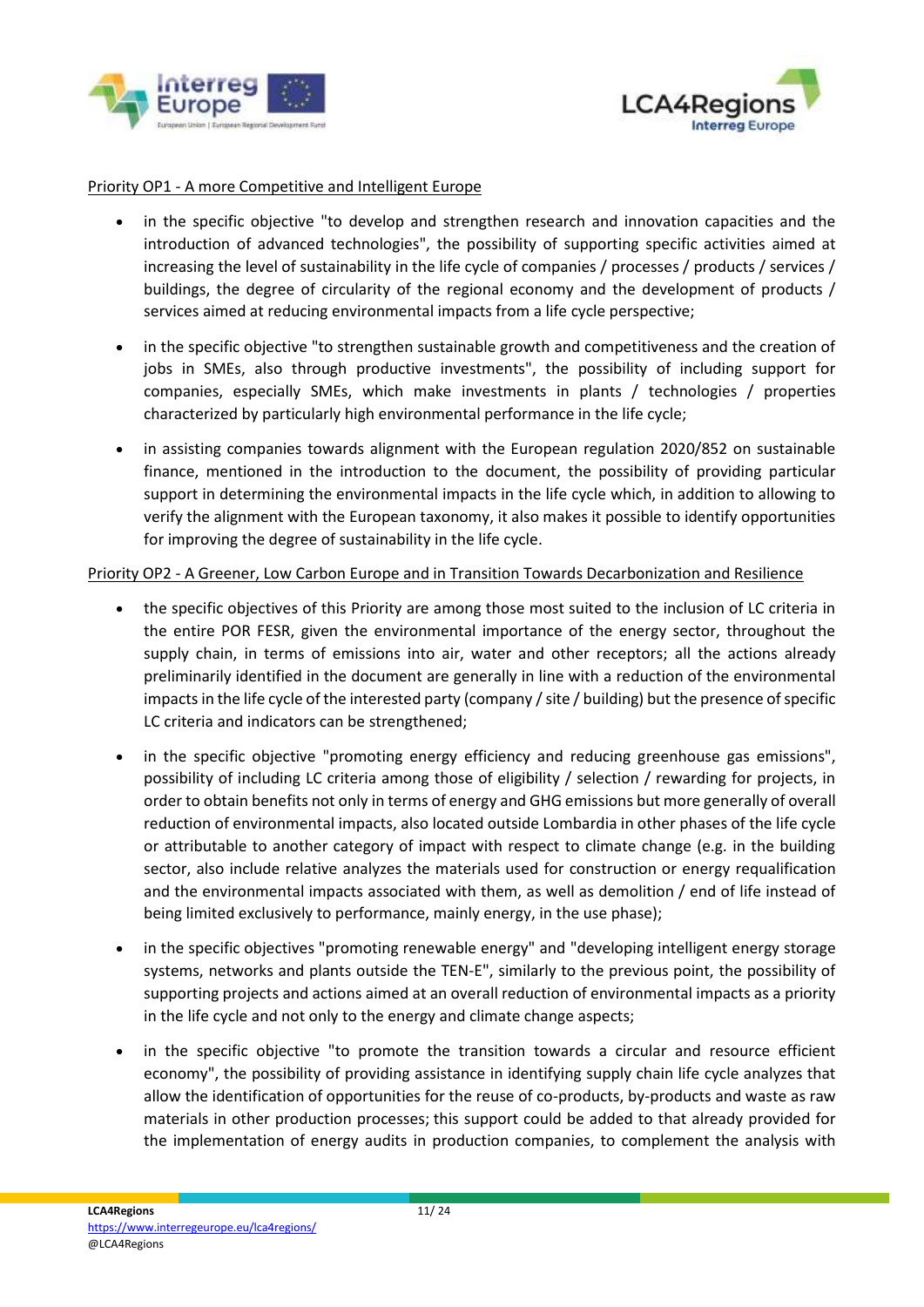Priority OP1 - A more Competitive and Intelligent Europe

- in the specific objective "to develop and strengthen research and innovation capacities and the introduction of advanced technologies", the possibility of supporting specific activities aimed at increasing the level of sustainability in the life cycle of companies / processes / products / services / buildings, the degree of circularity of the regional economy and the development of products / services aimed at reducing environmental impacts from a life cycle perspective;
- in the specific objective "to strengthen sustainable growth and competitiveness and the creation of jobs in SMEs, also through productive investments", the possibility of including support for companies, especially SMEs, which make investments in plants / technologies / properties characterized by particularly high environmental performance in the life cycle;
- in assisting companies towards alignment with the European regulation 2020/852 on sustainable finance, mentioned in the introduction to the document, the possibility of providing particular support in determining the environmental impacts in the life cycle which, in addition to allowing to verify the alignment with the European taxonomy, it also makes it possible to identify opportunities for improving the degree of sustainability in the life cycle.

Priority OP2 - A Greener, Low Carbon Europe and in Transition Towards Decarbonization and Resilience

- the specific objectives of this Priority are among those most suited to the inclusion of LC criteria in the entire POR FESR, given the environmental importance of the energy sector, throughout the supply chain, in terms of emissions into air, water and other receptors; all the actions already preliminarily identified in the document are generally in line with a reduction of the environmental impacts in the life cycle of the interested party (company / site / building) but the presence of specific LC criteria and indicators can be strengthened;
- in the specific objective "promoting energy efficiency and reducing greenhouse gas emissions", possibility of including LC criteria among those of eligibility / selection / rewarding for projects, in order to obtain benefits not only in terms of energy and GHG emissions but more generally of overall reduction of environmental impacts, also located outside Lombardia in other phases of the life cycle or attributable to another category of impact with respect to climate change (e.g. in the building sector, also include relative analyzes the materials used for construction or energy requalification and the environmental impacts associated with them, as well as demolition / end of life instead of being limited exclusively to performance, mainly energy, in the use phase);
- in the specific objectives "promoting renewable energy" and "developing intelligent energy storage systems, networks and plants outside the TEN-E", similarly to the previous point, the possibility of supporting projects and actions aimed at an overall reduction of environmental impacts as a priority in the life cycle and not only to the energy and climate change aspects;
- in the specific objective "to promote the transition towards a circular and resource efficient economy", the possibility of providing assistance in identifying supply chain life cycle analyzes that allow the identification of opportunities for the reuse of co-products, by-products and waste as raw materials in other production processes; this support could be added to that already provided for the implementation of energy audits in production companies, to complement the analysis with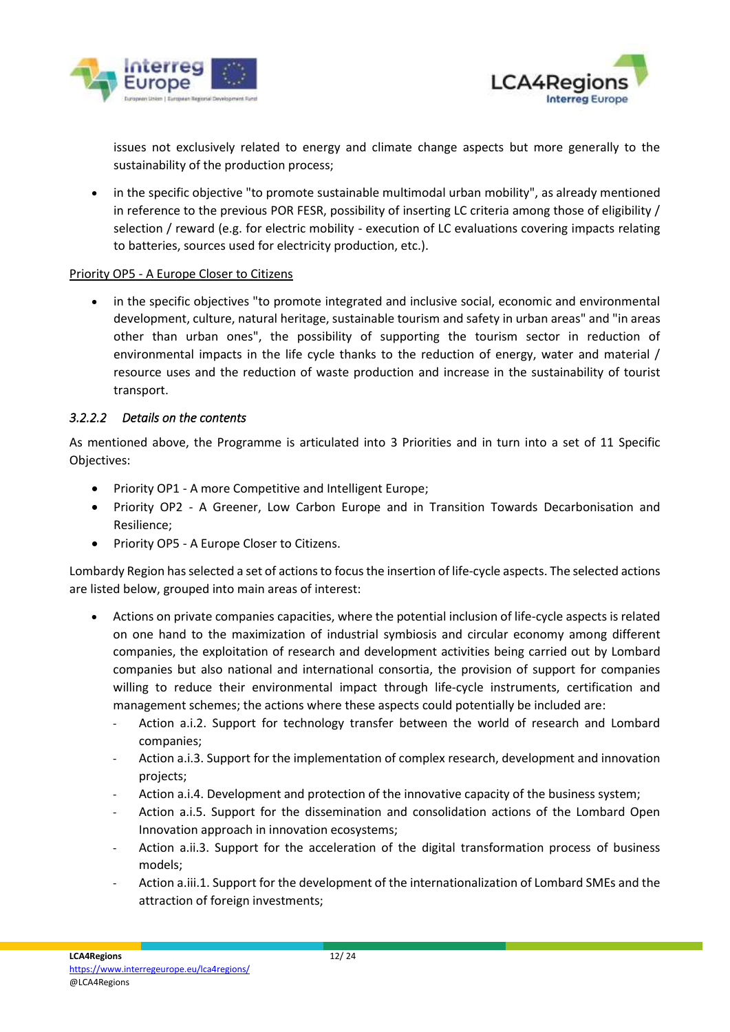issues not exclusively related to energy and climate change aspects but more generally to the sustainability of the production process;

- in the specific objective "to promote sustainable multimodal urban mobility", as already mentioned in reference to the previous POR FESR, possibility of inserting LC criteria among those of eligibility / selection / reward (e.g. for electric mobility - execution of LC evaluations covering impacts relating to batteries, sources used for electricity production, etc.).

<u>Priority OP5 - A Europe Closer to Citizens</u>

- in the specific objectives "to promote integrated and inclusive social, economic and environmental development, culture, natural heritage, sustainable tourism and safety in urban areas" and "in areas other than urban ones", the possibility of supporting the tourism sector in reduction of environmental impacts in the life cycle thanks to the reduction of energy, water and material / resource uses and the reduction of waste production and increase in the sustainability of tourist transport.

#### *3.2.2.2 Details on the contents*

As mentioned above, the Programme is articulated into 3 Priorities and in turn into a set of 11 Specific Objectives:

- Priority OP1 - A more Competitive and Intelligent Europe;
- Priority OP2 - A Greener, Low Carbon Europe and in Transition Towards Decarbonisation and Resilience;
- Priority OP5 - A Europe Closer to Citizens.

Lombardy Region has selected a set of actions to focus the insertion of life-cycle aspects. The selected actions are listed below, grouped into main areas of interest:

- Actions on private companies capacities, where the potential inclusion of life-cycle aspects is related on one hand to the maximization of industrial symbiosis and circular economy among different companies, the exploitation of research and development activities being carried out by Lombard companies but also national and international consortia, the provision of support for companies willing to reduce their environmental impact through life-cycle instruments, certification and management schemes; the actions where these aspects could potentially be included are:
  - Action a.i.2. Support for technology transfer between the world of research and Lombard companies;
  - Action a.i.3. Support for the implementation of complex research, development and innovation projects;
  - Action a.i.4. Development and protection of the innovative capacity of the business system;
  - Action a.i.5. Support for the dissemination and consolidation actions of the Lombard Open Innovation approach in innovation ecosystems;
  - Action a.ii.3. Support for the acceleration of the digital transformation process of business models;
  - Action a.iii.1. Support for the development of the internationalization of Lombard SMEs and the attraction of foreign investments;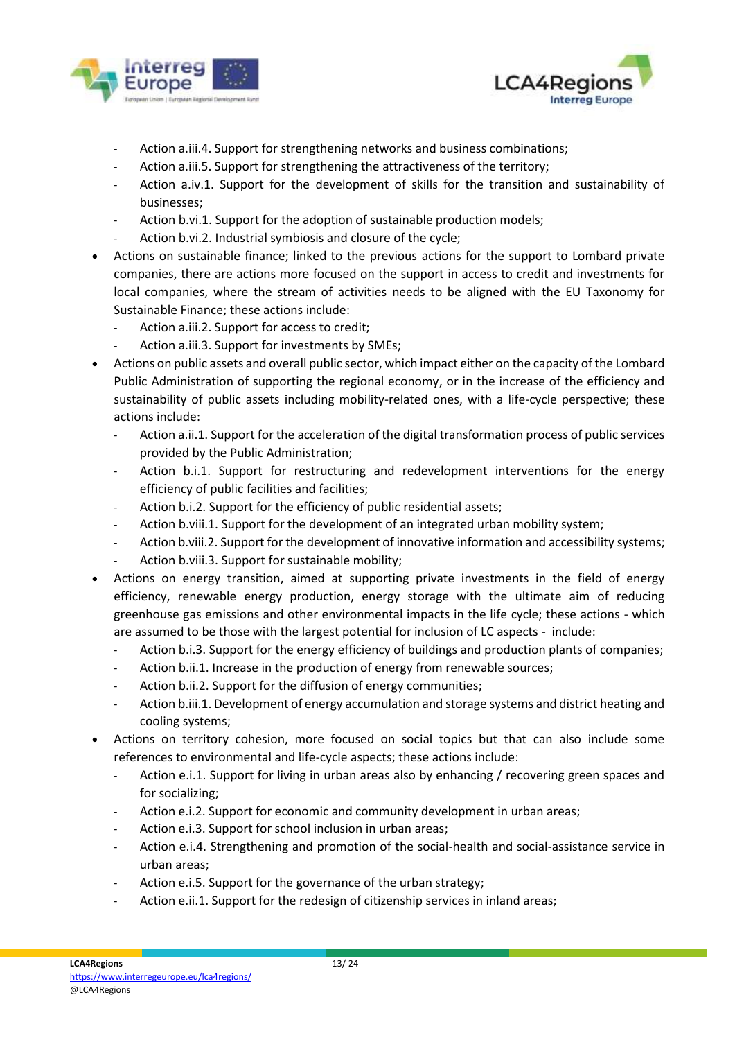- Action a.iii.4. Support for strengthening networks and business combinations;
  - Action a.iii.5. Support for strengthening the attractiveness of the territory;
  - Action a.iv.1. Support for the development of skills for the transition and sustainability of businesses;
  - Action b.vi.1. Support for the adoption of sustainable production models;
  - Action b.vi.2. Industrial symbiosis and closure of the cycle;
- Actions on sustainable finance; linked to the previous actions for the support to Lombard private companies, there are actions more focused on the support in access to credit and investments for local companies, where the stream of activities needs to be aligned with the EU Taxonomy for Sustainable Finance; these actions include:
  - Action a.iii.2. Support for access to credit;
  - Action a.iii.3. Support for investments by SMEs;
- Actions on public assets and overall public sector, which impact either on the capacity of the Lombard Public Administration of supporting the regional economy, or in the increase of the efficiency and sustainability of public assets including mobility-related ones, with a life-cycle perspective; these actions include:
  - Action a.ii.1. Support for the acceleration of the digital transformation process of public services provided by the Public Administration;
  - Action b.i.1. Support for restructuring and redevelopment interventions for the energy efficiency of public facilities and facilities;
  - Action b.i.2. Support for the efficiency of public residential assets;
  - Action b.viii.1. Support for the development of an integrated urban mobility system;
  - Action b.viii.2. Support for the development of innovative information and accessibility systems;
  - Action b.viii.3. Support for sustainable mobility;
- Actions on energy transition, aimed at supporting private investments in the field of energy efficiency, renewable energy production, energy storage with the ultimate aim of reducing greenhouse gas emissions and other environmental impacts in the life cycle; these actions - which are assumed to be those with the largest potential for inclusion of LC aspects - include:
  - Action b.i.3. Support for the energy efficiency of buildings and production plants of companies;
  - Action b.ii.1. Increase in the production of energy from renewable sources;
  - Action b.ii.2. Support for the diffusion of energy communities;
  - Action b.iii.1. Development of energy accumulation and storage systems and district heating and cooling systems;
- Actions on territory cohesion, more focused on social topics but that can also include some references to environmental and life-cycle aspects; these actions include:
  - Action e.i.1. Support for living in urban areas also by enhancing / recovering green spaces and for socializing;
  - Action e.i.2. Support for economic and community development in urban areas;
  - Action e.i.3. Support for school inclusion in urban areas;
  - Action e.i.4. Strengthening and promotion of the social-health and social-assistance service in urban areas;
  - Action e.i.5. Support for the governance of the urban strategy;
  - Action e.ii.1. Support for the redesign of citizenship services in inland areas;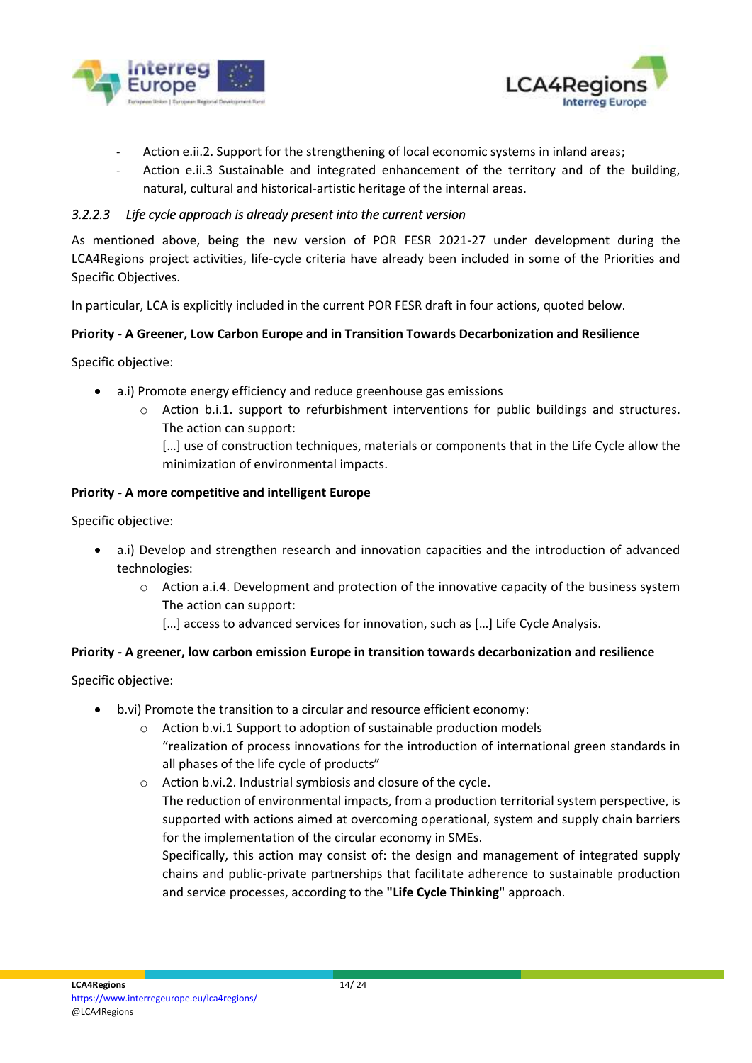- Action e.ii.2. Support for the strengthening of local economic systems in inland areas;
- Action e.ii.3 Sustainable and integrated enhancement of the territory and of the building, natural, cultural and historical-artistic heritage of the internal areas.

#### *3.2.2.3 Life cycle approach is already present into the current version*

As mentioned above, being the new version of POR FESR 2021-27 under development during the LCA4Regions project activities, life-cycle criteria have already been included in some of the Priorities and Specific Objectives.

In particular, LCA is explicitly included in the current POR FESR draft in four actions, quoted below.

**Priority - A Greener, Low Carbon Europe and in Transition Towards Decarbonization and Resilience**

Specific objective:

- a.i) Promote energy efficiency and reduce greenhouse gas emissions
  - Action b.i.1. support to refurbishment interventions for public buildings and structures. The action can support:
    […] use of construction techniques, materials or components that in the Life Cycle allow the minimization of environmental impacts.

**Priority - A more competitive and intelligent Europe**

Specific objective:

- a.i) Develop and strengthen research and innovation capacities and the introduction of advanced technologies:
  - Action a.i.4. Development and protection of the innovative capacity of the business system The action can support:
    […] access to advanced services for innovation, such as […] Life Cycle Analysis.

**Priority - A greener, low carbon emission Europe in transition towards decarbonization and resilience**

Specific objective:

- b.vi) Promote the transition to a circular and resource efficient economy:
  - Action b.vi.1 Support to adoption of sustainable production models
    "realization of process innovations for the introduction of international green standards in all phases of the life cycle of products"
  - Action b.vi.2. Industrial symbiosis and closure of the cycle.
    The reduction of environmental impacts, from a production territorial system perspective, is supported with actions aimed at overcoming operational, system and supply chain barriers for the implementation of the circular economy in SMEs.
    Specifically, this action may consist of: the design and management of integrated supply chains and public-private partnerships that facilitate adherence to sustainable production and service processes, according to the **"Life Cycle Thinking"** approach.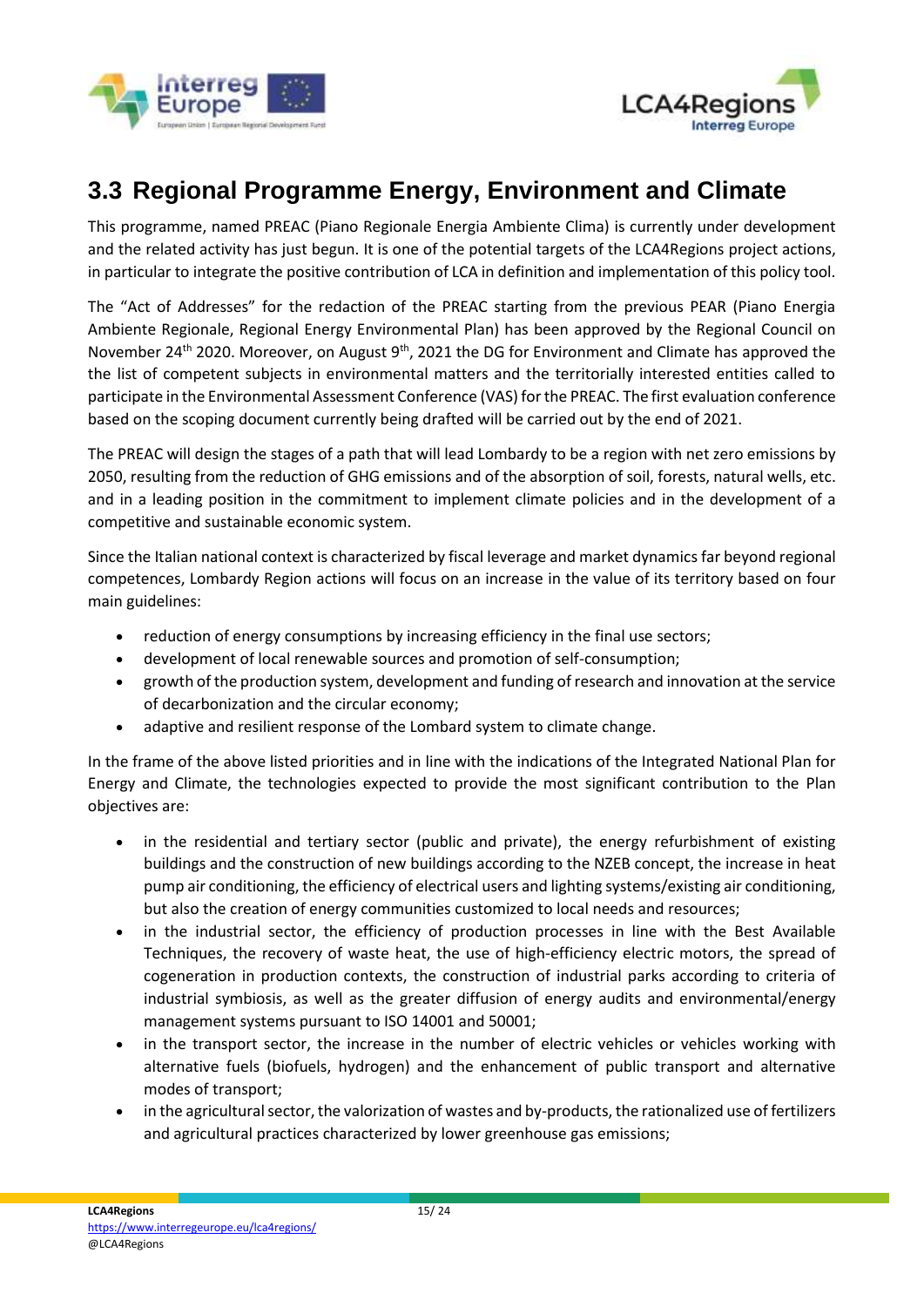## 3.3 Regional Programme Energy, Environment and Climate

This programme, named PREAC (Piano Regionale Energia Ambiente Clima) is currently under development and the related activity has just begun. It is one of the potential targets of the LCA4Regions project actions, in particular to integrate the positive contribution of LCA in definition and implementation of this policy tool.

The "Act of Addresses" for the redaction of the PREAC starting from the previous PEAR (Piano Energia Ambiente Regionale, Regional Energy Environmental Plan) has been approved by the Regional Council on November 24th 2020. Moreover, on August 9th, 2021 the DG for Environment and Climate has approved the the list of competent subjects in environmental matters and the territorially interested entities called to participate in the Environmental Assessment Conference (VAS) for the PREAC. The first evaluation conference based on the scoping document currently being drafted will be carried out by the end of 2021.

The PREAC will design the stages of a path that will lead Lombardy to be a region with net zero emissions by 2050, resulting from the reduction of GHG emissions and of the absorption of soil, forests, natural wells, etc. and in a leading position in the commitment to implement climate policies and in the development of a competitive and sustainable economic system.

Since the Italian national context is characterized by fiscal leverage and market dynamics far beyond regional competences, Lombardy Region actions will focus on an increase in the value of its territory based on four main guidelines:

- reduction of energy consumptions by increasing efficiency in the final use sectors;
- development of local renewable sources and promotion of self-consumption;
- growth of the production system, development and funding of research and innovation at the service of decarbonization and the circular economy;
- adaptive and resilient response of the Lombard system to climate change.

In the frame of the above listed priorities and in line with the indications of the Integrated National Plan for Energy and Climate, the technologies expected to provide the most significant contribution to the Plan objectives are:

- in the residential and tertiary sector (public and private), the energy refurbishment of existing buildings and the construction of new buildings according to the NZEB concept, the increase in heat pump air conditioning, the efficiency of electrical users and lighting systems/existing air conditioning, but also the creation of energy communities customized to local needs and resources;
- in the industrial sector, the efficiency of production processes in line with the Best Available Techniques, the recovery of waste heat, the use of high-efficiency electric motors, the spread of cogeneration in production contexts, the construction of industrial parks according to criteria of industrial symbiosis, as well as the greater diffusion of energy audits and environmental/energy management systems pursuant to ISO 14001 and 50001;
- in the transport sector, the increase in the number of electric vehicles or vehicles working with alternative fuels (biofuels, hydrogen) and the enhancement of public transport and alternative modes of transport;
- in the agricultural sector, the valorization of wastes and by-products, the rationalized use of fertilizers and agricultural practices characterized by lower greenhouse gas emissions;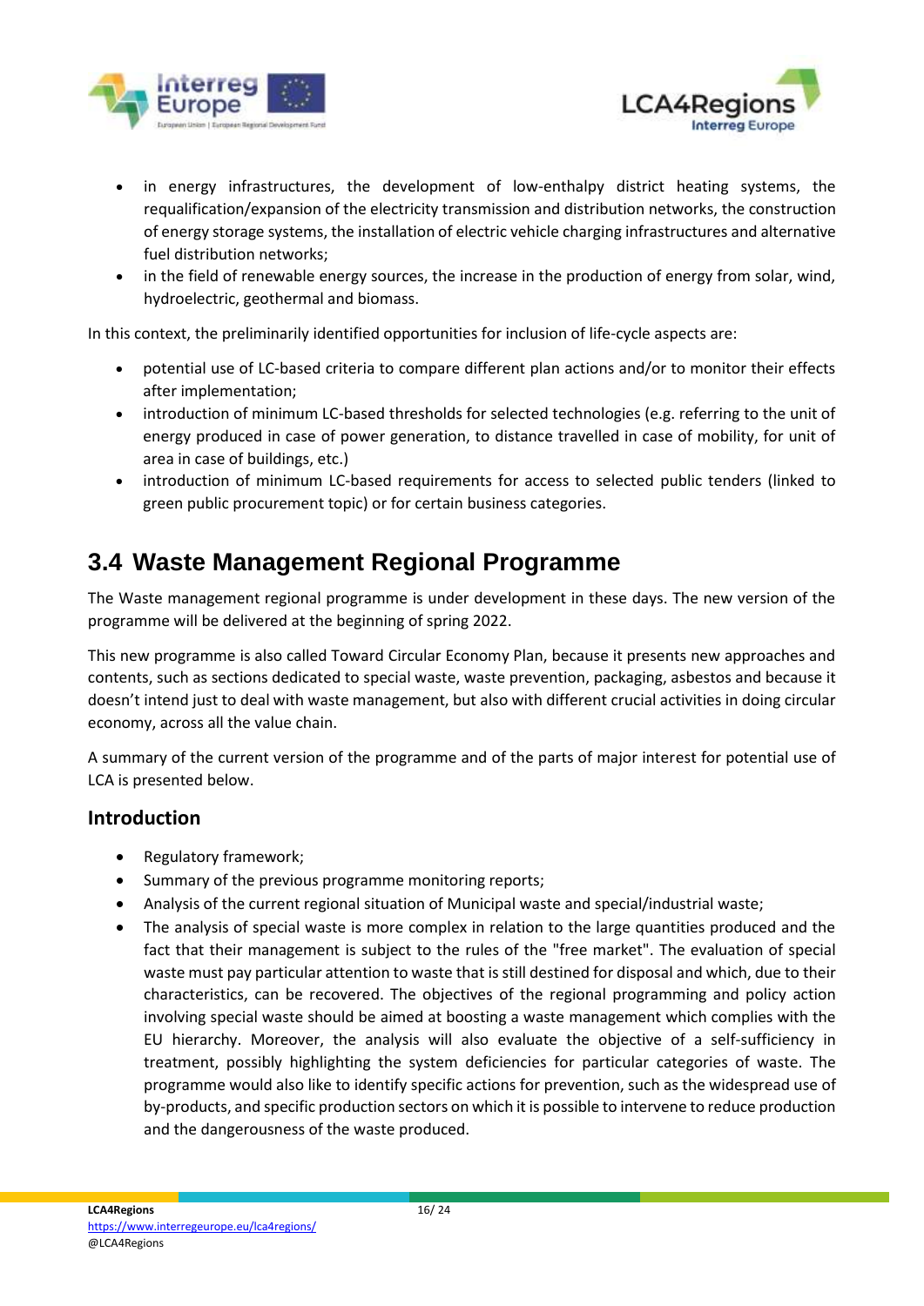- in energy infrastructures, the development of low-enthalpy district heating systems, the requalification/expansion of the electricity transmission and distribution networks, the construction of energy storage systems, the installation of electric vehicle charging infrastructures and alternative fuel distribution networks;
- in the field of renewable energy sources, the increase in the production of energy from solar, wind, hydroelectric, geothermal and biomass.

In this context, the preliminarily identified opportunities for inclusion of life-cycle aspects are:

- potential use of LC-based criteria to compare different plan actions and/or to monitor their effects after implementation;
- introduction of minimum LC-based thresholds for selected technologies (e.g. referring to the unit of energy produced in case of power generation, to distance travelled in case of mobility, for unit of area in case of buildings, etc.)
- introduction of minimum LC-based requirements for access to selected public tenders (linked to green public procurement topic) or for certain business categories.

## 3.4 Waste Management Regional Programme

The Waste management regional programme is under development in these days. The new version of the programme will be delivered at the beginning of spring 2022.

This new programme is also called Toward Circular Economy Plan, because it presents new approaches and contents, such as sections dedicated to special waste, waste prevention, packaging, asbestos and because it doesn't intend just to deal with waste management, but also with different crucial activities in doing circular economy, across all the value chain.

A summary of the current version of the programme and of the parts of major interest for potential use of LCA is presented below.

### Introduction

- Regulatory framework;
- Summary of the previous programme monitoring reports;
- Analysis of the current regional situation of Municipal waste and special/industrial waste;
- The analysis of special waste is more complex in relation to the large quantities produced and the fact that their management is subject to the rules of the "free market". The evaluation of special waste must pay particular attention to waste that is still destined for disposal and which, due to their characteristics, can be recovered. The objectives of the regional programming and policy action involving special waste should be aimed at boosting a waste management which complies with the EU hierarchy. Moreover, the analysis will also evaluate the objective of a self-sufficiency in treatment, possibly highlighting the system deficiencies for particular categories of waste. The programme would also like to identify specific actions for prevention, such as the widespread use of by-products, and specific production sectors on which it is possible to intervene to reduce production and the dangerousness of the waste produced.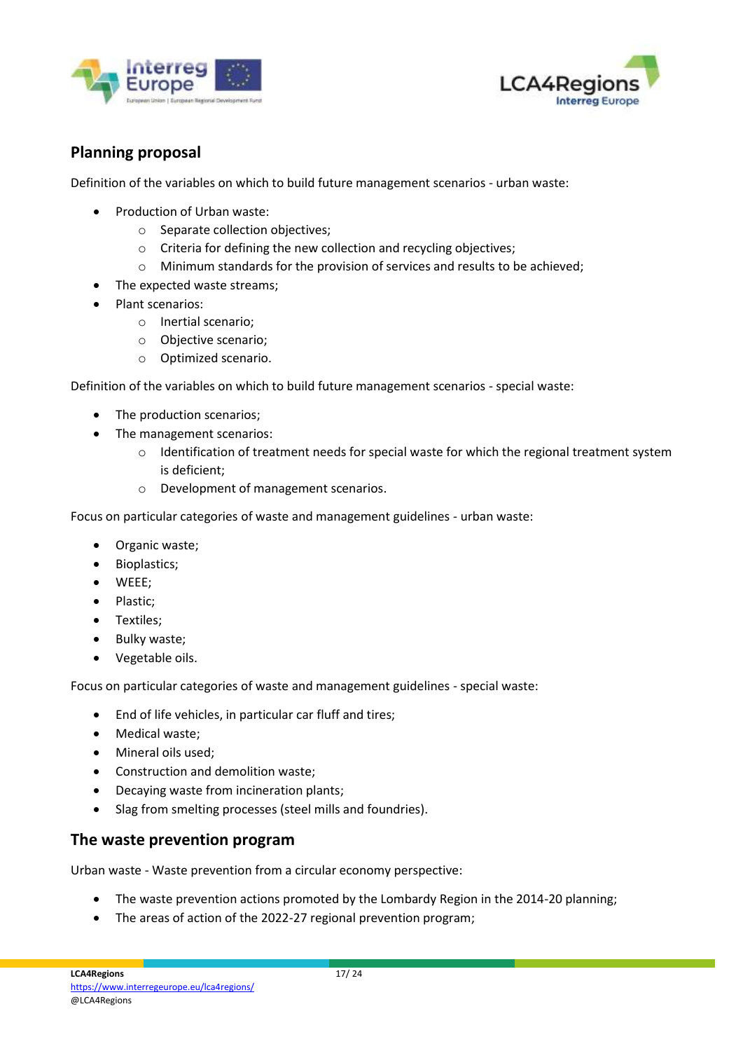## Planning proposal

Definition of the variables on which to build future management scenarios - urban waste:

- Production of Urban waste:
  - Separate collection objectives;
  - Criteria for defining the new collection and recycling objectives;
  - Minimum standards for the provision of services and results to be achieved;
- The expected waste streams;
- Plant scenarios:
  - Inertial scenario;
  - Objective scenario;
  - Optimized scenario.

Definition of the variables on which to build future management scenarios - special waste:

- The production scenarios;
- The management scenarios:
  - Identification of treatment needs for special waste for which the regional treatment system is deficient;
  - Development of management scenarios.

Focus on particular categories of waste and management guidelines - urban waste:

- Organic waste;
- Bioplastics;
- WEEE;
- Plastic;
- Textiles;
- Bulky waste;
- Vegetable oils.

Focus on particular categories of waste and management guidelines - special waste:

- End of life vehicles, in particular car fluff and tires;
- Medical waste;
- Mineral oils used;
- Construction and demolition waste;
- Decaying waste from incineration plants;
- Slag from smelting processes (steel mills and foundries).

## The waste prevention program

Urban waste - Waste prevention from a circular economy perspective:

- The waste prevention actions promoted by the Lombardy Region in the 2014-20 planning;
- The areas of action of the 2022-27 regional prevention program;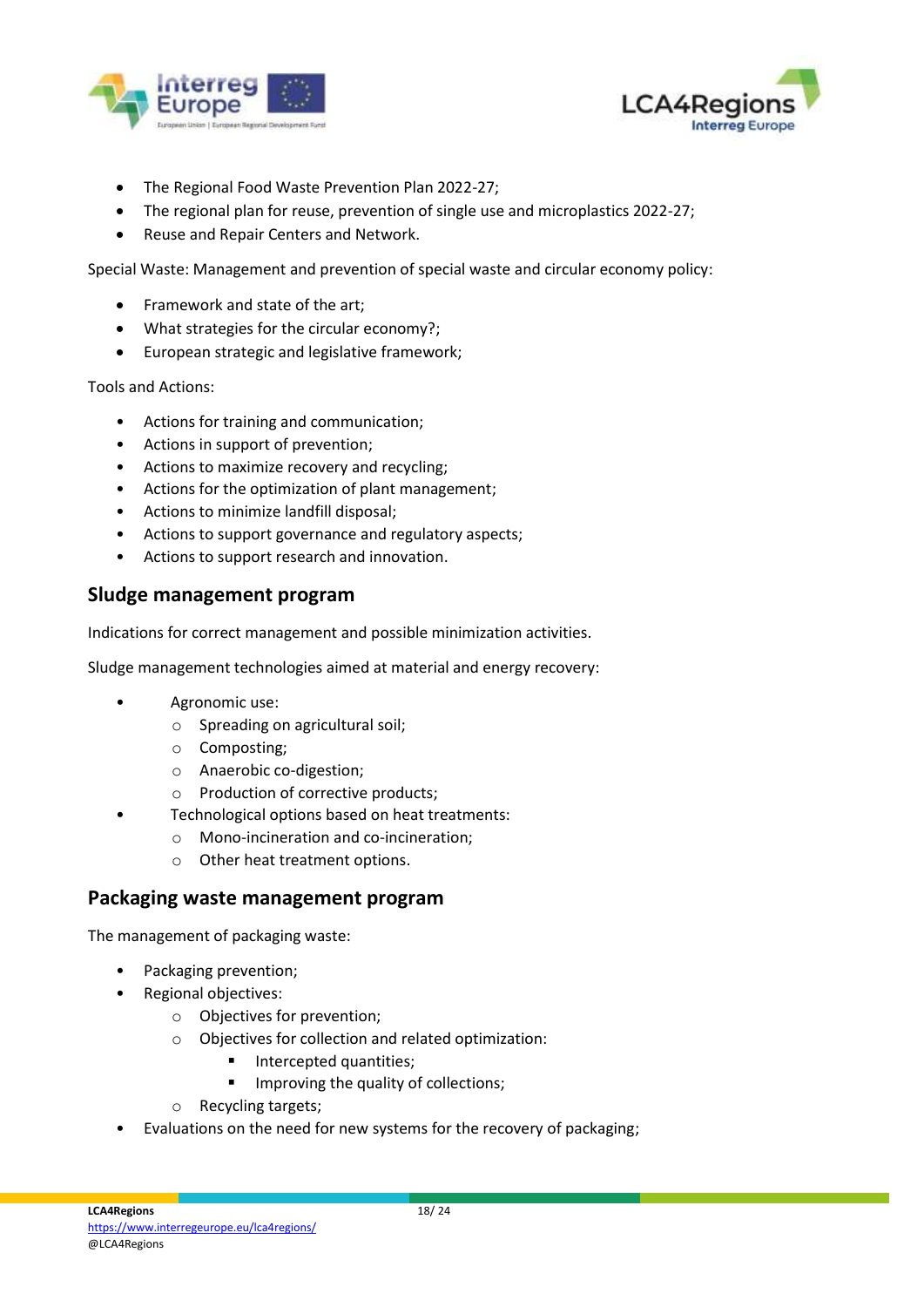- The Regional Food Waste Prevention Plan 2022-27;
- The regional plan for reuse, prevention of single use and microplastics 2022-27;
- Reuse and Repair Centers and Network.

Special Waste: Management and prevention of special waste and circular economy policy:

- Framework and state of the art;
- What strategies for the circular economy?;
- European strategic and legislative framework;

Tools and Actions:

- Actions for training and communication;
- Actions in support of prevention;
- Actions to maximize recovery and recycling;
- Actions for the optimization of plant management;
- Actions to minimize landfill disposal;
- Actions to support governance and regulatory aspects;
- Actions to support research and innovation.

## Sludge management program

Indications for correct management and possible minimization activities.

Sludge management technologies aimed at material and energy recovery:

- Agronomic use:
  - Spreading on agricultural soil;
  - Composting;
  - Anaerobic co-digestion;
  - Production of corrective products;
- Technological options based on heat treatments:
  - Mono-incineration and co-incineration;
  - Other heat treatment options.

## Packaging waste management program

The management of packaging waste:

- Packaging prevention;
- Regional objectives:
  - Objectives for prevention;
  - Objectives for collection and related optimization:
    - Intercepted quantities;
    - Improving the quality of collections;
  - Recycling targets;
- Evaluations on the need for new systems for the recovery of packaging;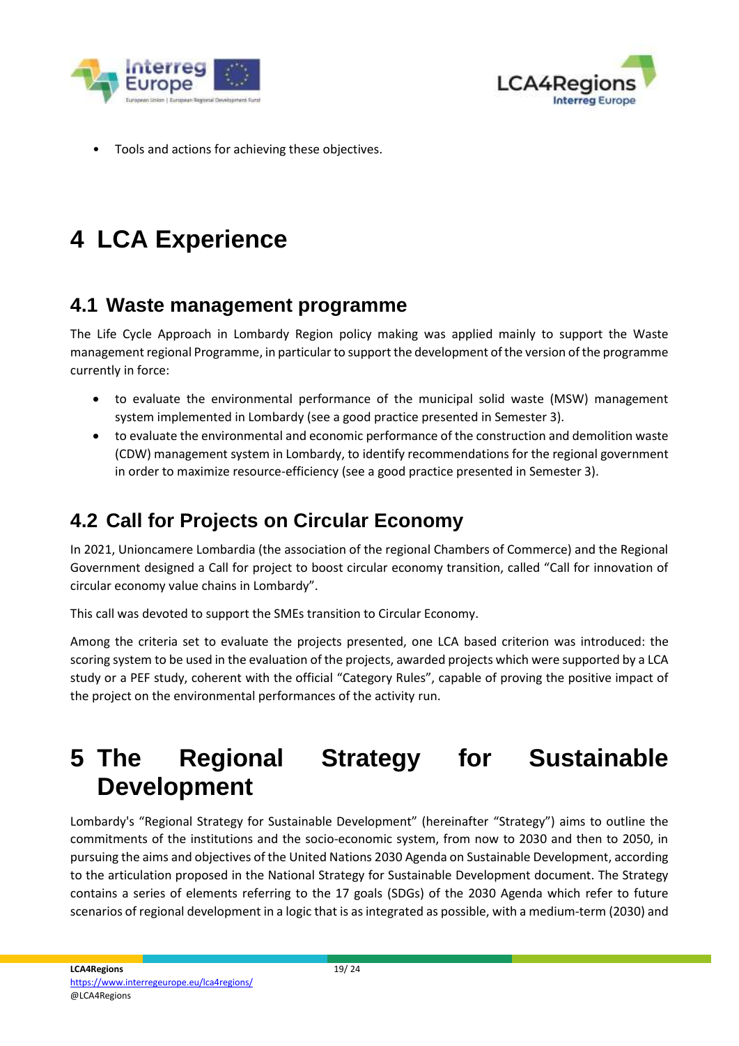- Tools and actions for achieving these objectives.

# 4 LCA Experience

## 4.1 Waste management programme

The Life Cycle Approach in Lombardy Region policy making was applied mainly to support the Waste management regional Programme, in particular to support the development of the version of the programme currently in force:

- to evaluate the environmental performance of the municipal solid waste (MSW) management system implemented in Lombardy (see a good practice presented in Semester 3).
- to evaluate the environmental and economic performance of the construction and demolition waste (CDW) management system in Lombardy, to identify recommendations for the regional government in order to maximize resource-efficiency (see a good practice presented in Semester 3).

## 4.2 Call for Projects on Circular Economy

In 2021, Unioncamere Lombardia (the association of the regional Chambers of Commerce) and the Regional Government designed a Call for project to boost circular economy transition, called "Call for innovation of circular economy value chains in Lombardy".

This call was devoted to support the SMEs transition to Circular Economy.

Among the criteria set to evaluate the projects presented, one LCA based criterion was introduced: the scoring system to be used in the evaluation of the projects, awarded projects which were supported by a LCA study or a PEF study, coherent with the official "Category Rules", capable of proving the positive impact of the project on the environmental performances of the activity run.

# 5 The Regional Strategy for Sustainable Development

Lombardy's "Regional Strategy for Sustainable Development" (hereinafter "Strategy") aims to outline the commitments of the institutions and the socio-economic system, from now to 2030 and then to 2050, in pursuing the aims and objectives of the United Nations 2030 Agenda on Sustainable Development, according to the articulation proposed in the National Strategy for Sustainable Development document. The Strategy contains a series of elements referring to the 17 goals (SDGs) of the 2030 Agenda which refer to future scenarios of regional development in a logic that is as integrated as possible, with a medium-term (2030) and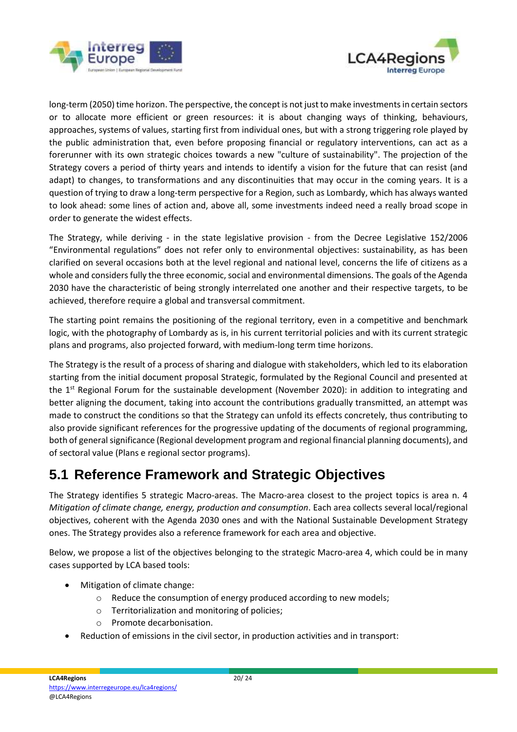long-term (2050) time horizon. The perspective, the concept is not just to make investments in certain sectors or to allocate more efficient or green resources: it is about changing ways of thinking, behaviours, approaches, systems of values, starting first from individual ones, but with a strong triggering role played by the public administration that, even before proposing financial or regulatory interventions, can act as a forerunner with its own strategic choices towards a new "culture of sustainability". The projection of the Strategy covers a period of thirty years and intends to identify a vision for the future that can resist (and adapt) to changes, to transformations and any discontinuities that may occur in the coming years. It is a question of trying to draw a long-term perspective for a Region, such as Lombardy, which has always wanted to look ahead: some lines of action and, above all, some investments indeed need a really broad scope in order to generate the widest effects.

The Strategy, while deriving - in the state legislative provision - from the Decree Legislative 152/2006 "Environmental regulations" does not refer only to environmental objectives: sustainability, as has been clarified on several occasions both at the level regional and national level, concerns the life of citizens as a whole and considers fully the three economic, social and environmental dimensions. The goals of the Agenda 2030 have the characteristic of being strongly interrelated one another and their respective targets, to be achieved, therefore require a global and transversal commitment.

The starting point remains the positioning of the regional territory, even in a competitive and benchmark logic, with the photography of Lombardy as is, in his current territorial policies and with its current strategic plans and programs, also projected forward, with medium-long term time horizons.

The Strategy is the result of a process of sharing and dialogue with stakeholders, which led to its elaboration starting from the initial document proposal Strategic, formulated by the Regional Council and presented at the 1st Regional Forum for the sustainable development (November 2020): in addition to integrating and better aligning the document, taking into account the contributions gradually transmitted, an attempt was made to construct the conditions so that the Strategy can unfold its effects concretely, thus contributing to also provide significant references for the progressive updating of the documents of regional programming, both of general significance (Regional development program and regional financial planning documents), and of sectoral value (Plans e regional sector programs).

## 5.1 Reference Framework and Strategic Objectives

The Strategy identifies 5 strategic Macro-areas. The Macro-area closest to the project topics is area n. 4 *Mitigation of climate change, energy, production and consumption*. Each area collects several local/regional objectives, coherent with the Agenda 2030 ones and with the National Sustainable Development Strategy ones. The Strategy provides also a reference framework for each area and objective.

Below, we propose a list of the objectives belonging to the strategic Macro-area 4, which could be in many cases supported by LCA based tools:

- Mitigation of climate change:
  - Reduce the consumption of energy produced according to new models;
  - Territorialization and monitoring of policies;
  - Promote decarbonisation.
- Reduction of emissions in the civil sector, in production activities and in transport: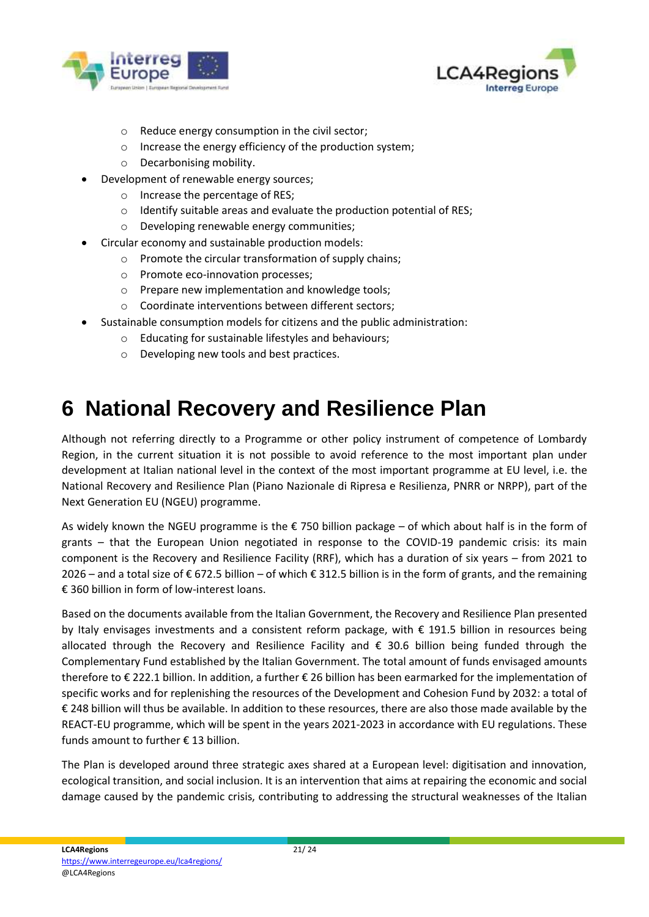- Reduce energy consumption in the civil sector;
    - Increase the energy efficiency of the production system;
    - Decarbonising mobility.
- Development of renewable energy sources;
    - Increase the percentage of RES;
    - Identify suitable areas and evaluate the production potential of RES;
    - Developing renewable energy communities;
- Circular economy and sustainable production models:
    - Promote the circular transformation of supply chains;
    - Promote eco-innovation processes;
    - Prepare new implementation and knowledge tools;
    - Coordinate interventions between different sectors;
- Sustainable consumption models for citizens and the public administration:
    - Educating for sustainable lifestyles and behaviours;
    - Developing new tools and best practices.

# 6 National Recovery and Resilience Plan

Although not referring directly to a Programme or other policy instrument of competence of Lombardy Region, in the current situation it is not possible to avoid reference to the most important plan under development at Italian national level in the context of the most important programme at EU level, i.e. the National Recovery and Resilience Plan (Piano Nazionale di Ripresa e Resilienza, PNRR or NRPP), part of the Next Generation EU (NGEU) programme.

As widely known the NGEU programme is the € 750 billion package – of which about half is in the form of grants – that the European Union negotiated in response to the COVID-19 pandemic crisis: its main component is the Recovery and Resilience Facility (RRF), which has a duration of six years – from 2021 to 2026 – and a total size of € 672.5 billion – of which € 312.5 billion is in the form of grants, and the remaining € 360 billion in form of low-interest loans.

Based on the documents available from the Italian Government, the Recovery and Resilience Plan presented by Italy envisages investments and a consistent reform package, with € 191.5 billion in resources being allocated through the Recovery and Resilience Facility and € 30.6 billion being funded through the Complementary Fund established by the Italian Government. The total amount of funds envisaged amounts therefore to € 222.1 billion. In addition, a further € 26 billion has been earmarked for the implementation of specific works and for replenishing the resources of the Development and Cohesion Fund by 2032: a total of € 248 billion will thus be available. In addition to these resources, there are also those made available by the REACT-EU programme, which will be spent in the years 2021-2023 in accordance with EU regulations. These funds amount to further € 13 billion.

The Plan is developed around three strategic axes shared at a European level: digitisation and innovation, ecological transition, and social inclusion. It is an intervention that aims at repairing the economic and social damage caused by the pandemic crisis, contributing to addressing the structural weaknesses of the Italian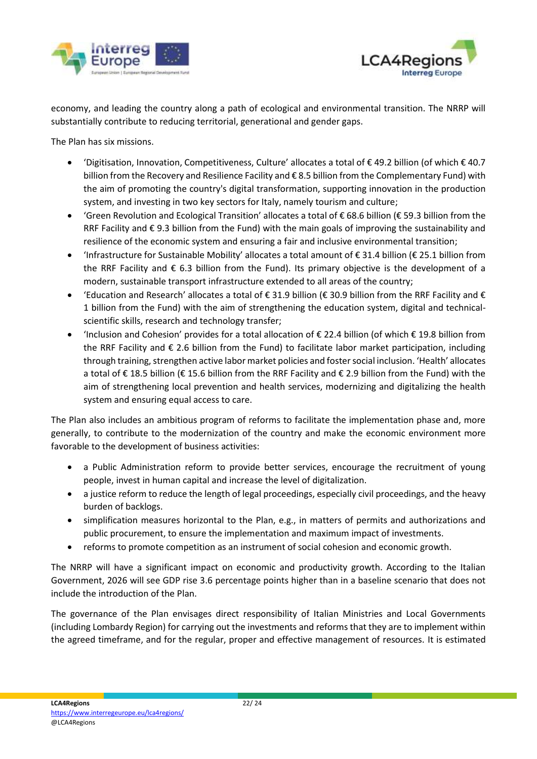economy, and leading the country along a path of ecological and environmental transition. The NRRP will substantially contribute to reducing territorial, generational and gender gaps.

The Plan has six missions.

- 'Digitisation, Innovation, Competitiveness, Culture' allocates a total of € 49.2 billion (of which € 40.7 billion from the Recovery and Resilience Facility and € 8.5 billion from the Complementary Fund) with the aim of promoting the country's digital transformation, supporting innovation in the production system, and investing in two key sectors for Italy, namely tourism and culture;
- 'Green Revolution and Ecological Transition' allocates a total of € 68.6 billion (€ 59.3 billion from the RRF Facility and € 9.3 billion from the Fund) with the main goals of improving the sustainability and resilience of the economic system and ensuring a fair and inclusive environmental transition;
- 'Infrastructure for Sustainable Mobility' allocates a total amount of € 31.4 billion (€ 25.1 billion from the RRF Facility and € 6.3 billion from the Fund). Its primary objective is the development of a modern, sustainable transport infrastructure extended to all areas of the country;
- 'Education and Research' allocates a total of € 31.9 billion (€ 30.9 billion from the RRF Facility and € 1 billion from the Fund) with the aim of strengthening the education system, digital and technical-scientific skills, research and technology transfer;
- 'Inclusion and Cohesion' provides for a total allocation of € 22.4 billion (of which € 19.8 billion from the RRF Facility and € 2.6 billion from the Fund) to facilitate labor market participation, including through training, strengthen active labor market policies and foster social inclusion. 'Health' allocates a total of € 18.5 billion (€ 15.6 billion from the RRF Facility and € 2.9 billion from the Fund) with the aim of strengthening local prevention and health services, modernizing and digitalizing the health system and ensuring equal access to care.

The Plan also includes an ambitious program of reforms to facilitate the implementation phase and, more generally, to contribute to the modernization of the country and make the economic environment more favorable to the development of business activities:

- a Public Administration reform to provide better services, encourage the recruitment of young people, invest in human capital and increase the level of digitalization.
- a justice reform to reduce the length of legal proceedings, especially civil proceedings, and the heavy burden of backlogs.
- simplification measures horizontal to the Plan, e.g., in matters of permits and authorizations and public procurement, to ensure the implementation and maximum impact of investments.
- reforms to promote competition as an instrument of social cohesion and economic growth.

The NRRP will have a significant impact on economic and productivity growth. According to the Italian Government, 2026 will see GDP rise 3.6 percentage points higher than in a baseline scenario that does not include the introduction of the Plan.

The governance of the Plan envisages direct responsibility of Italian Ministries and Local Governments (including Lombardy Region) for carrying out the investments and reforms that they are to implement within the agreed timeframe, and for the regular, proper and effective management of resources. It is estimated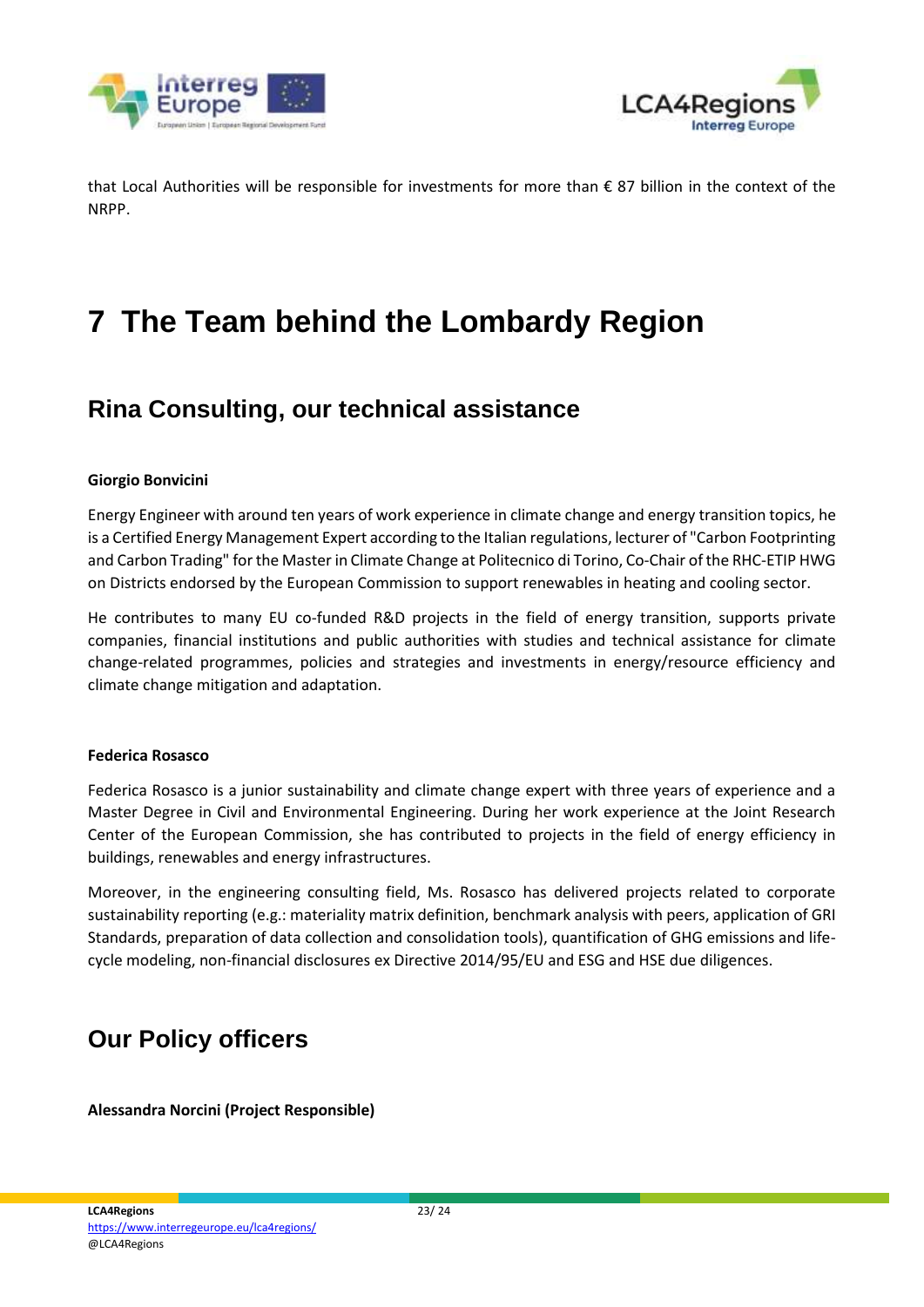that Local Authorities will be responsible for investments for more than € 87 billion in the context of the NRPP.

# 7 The Team behind the Lombardy Region

## Rina Consulting, our technical assistance

**Giorgio Bonvicini**

Energy Engineer with around ten years of work experience in climate change and energy transition topics, he is a Certified Energy Management Expert according to the Italian regulations, lecturer of "Carbon Footprinting and Carbon Trading" for the Master in Climate Change at Politecnico di Torino, Co-Chair of the RHC-ETIP HWG on Districts endorsed by the European Commission to support renewables in heating and cooling sector.

He contributes to many EU co-funded R&D projects in the field of energy transition, supports private companies, financial institutions and public authorities with studies and technical assistance for climate change-related programmes, policies and strategies and investments in energy/resource efficiency and climate change mitigation and adaptation.

**Federica Rosasco**

Federica Rosasco is a junior sustainability and climate change expert with three years of experience and a Master Degree in Civil and Environmental Engineering. During her work experience at the Joint Research Center of the European Commission, she has contributed to projects in the field of energy efficiency in buildings, renewables and energy infrastructures.

Moreover, in the engineering consulting field, Ms. Rosasco has delivered projects related to corporate sustainability reporting (e.g.: materiality matrix definition, benchmark analysis with peers, application of GRI Standards, preparation of data collection and consolidation tools), quantification of GHG emissions and life-cycle modeling, non-financial disclosures ex Directive 2014/95/EU and ESG and HSE due diligences.

## Our Policy officers

**Alessandra Norcini (Project Responsible)**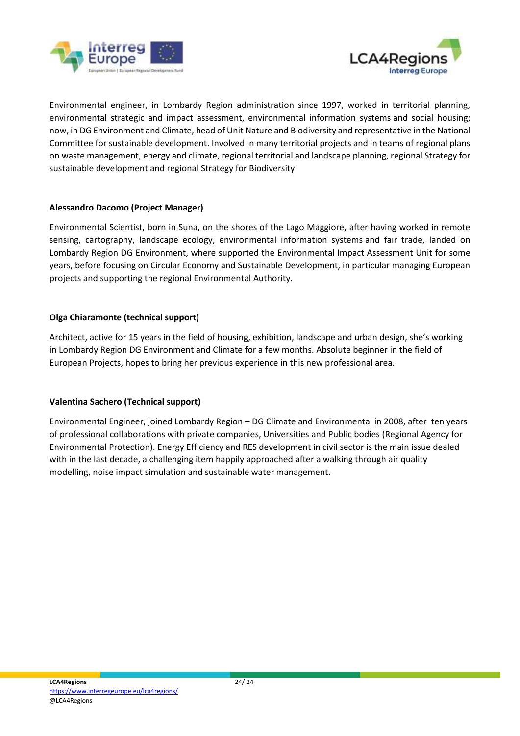Environmental engineer, in Lombardy Region administration since 1997, worked in territorial planning, environmental strategic and impact assessment, environmental information systems and social housing; now, in DG Environment and Climate, head of Unit Nature and Biodiversity and representative in the National Committee for sustainable development. Involved in many territorial projects and in teams of regional plans on waste management, energy and climate, regional territorial and landscape planning, regional Strategy for sustainable development and regional Strategy for Biodiversity

**Alessandro Dacomo (Project Manager)**

Environmental Scientist, born in Suna, on the shores of the Lago Maggiore, after having worked in remote sensing, cartography, landscape ecology, environmental information systems and fair trade, landed on Lombardy Region DG Environment, where supported the Environmental Impact Assessment Unit for some years, before focusing on Circular Economy and Sustainable Development, in particular managing European projects and supporting the regional Environmental Authority.

**Olga Chiaramonte (technical support)**

Architect, active for 15 years in the field of housing, exhibition, landscape and urban design, she's working in Lombardy Region DG Environment and Climate for a few months. Absolute beginner in the field of European Projects, hopes to bring her previous experience in this new professional area.

**Valentina Sachero (Technical support)**

Environmental Engineer, joined Lombardy Region – DG Climate and Environmental in 2008, after ten years of professional collaborations with private companies, Universities and Public bodies (Regional Agency for Environmental Protection). Energy Efficiency and RES development in civil sector is the main issue dealed with in the last decade, a challenging item happily approached after a walking through air quality modelling, noise impact simulation and sustainable water management.